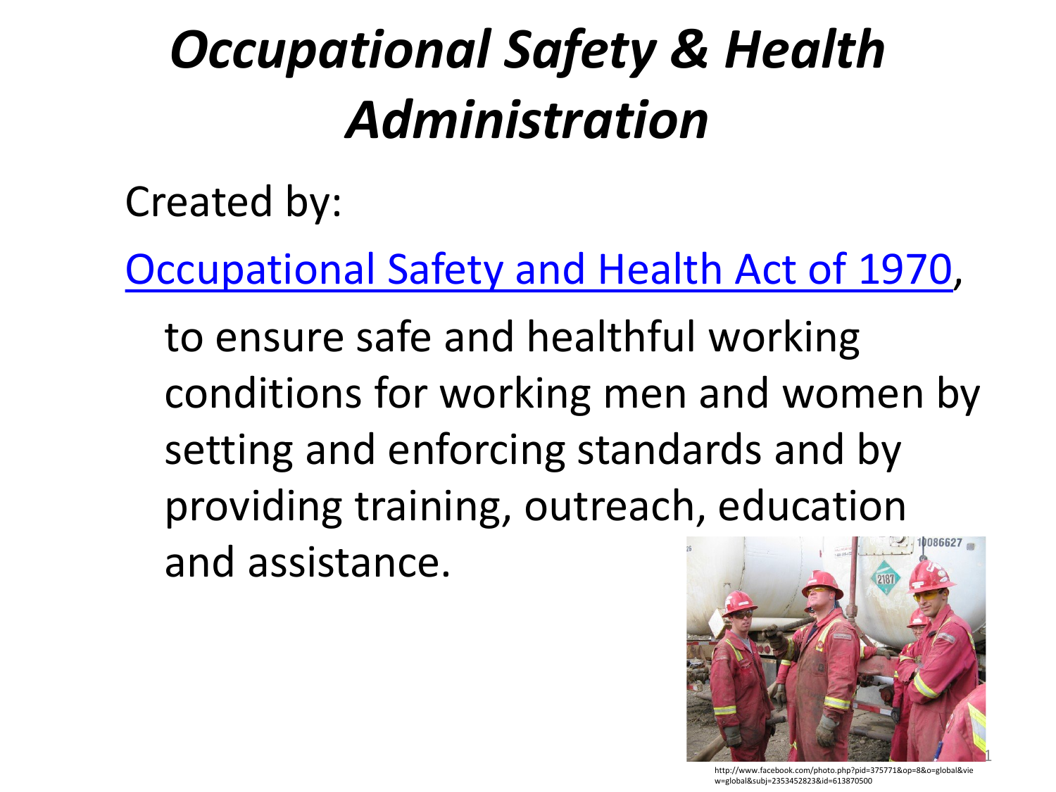# *Occupational Safety & Health Administration*

Created by:

Occupational Safety and Health Act of 1970,

to ensure safe and healthful working conditions for working men and women by setting and enforcing standards and by providing training, outreach, education and assistance.

http://www.facebook.com/photo.php?pid=375771&op=8&o=global&view=global&subj=2353452823&id=613870500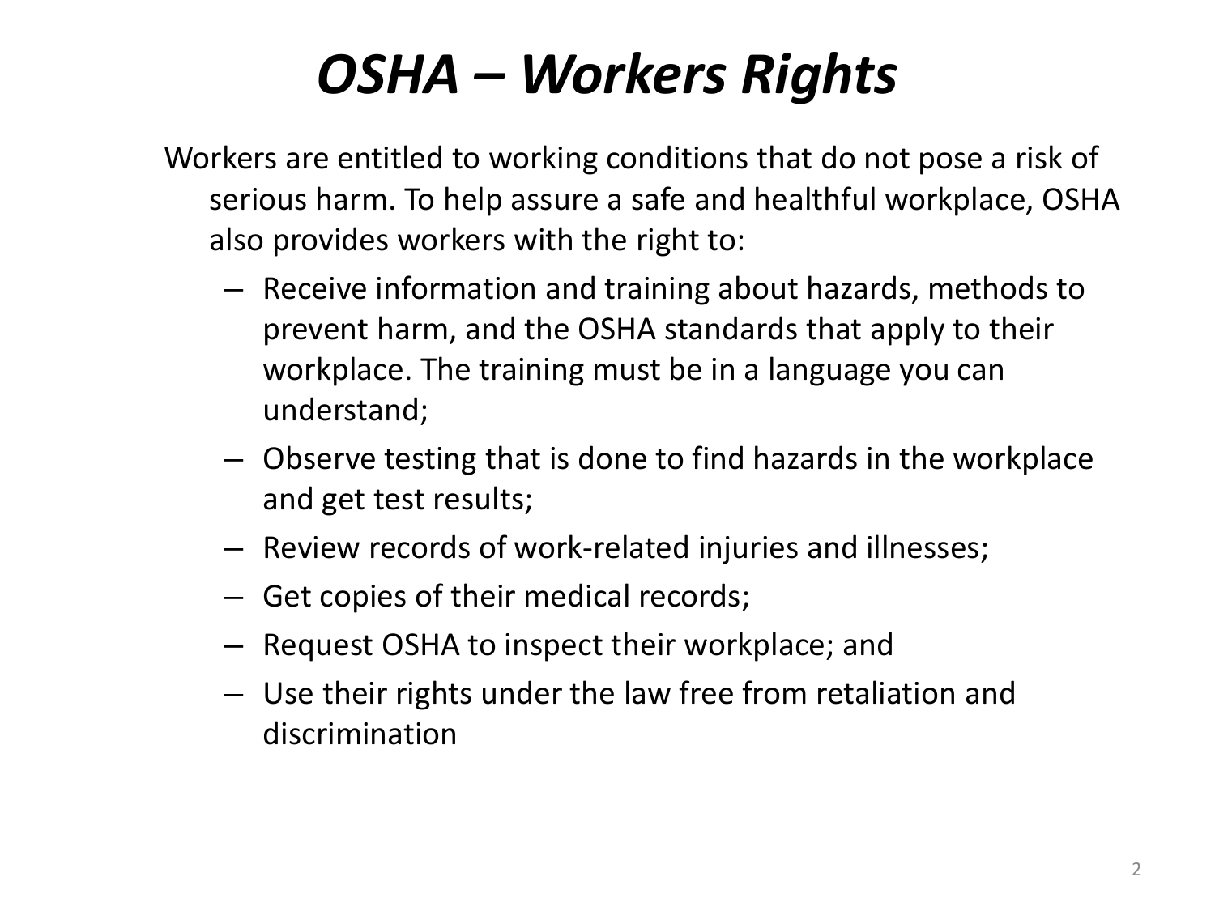# *OSHA – Workers Rights*

Workers are entitled to working conditions that do not pose a risk of serious harm. To help assure a safe and healthful workplace, OSHA also provides workers with the right to:

- Receive information and training about hazards, methods to prevent harm, and the OSHA standards that apply to their workplace. The training must be in a language you can understand;
- Observe testing that is done to find hazards in the workplace and get test results;
- Review records of work-related injuries and illnesses;
- Get copies of their medical records;
- Request OSHA to inspect their workplace; and
- Use their rights under the law free from retaliation and discrimination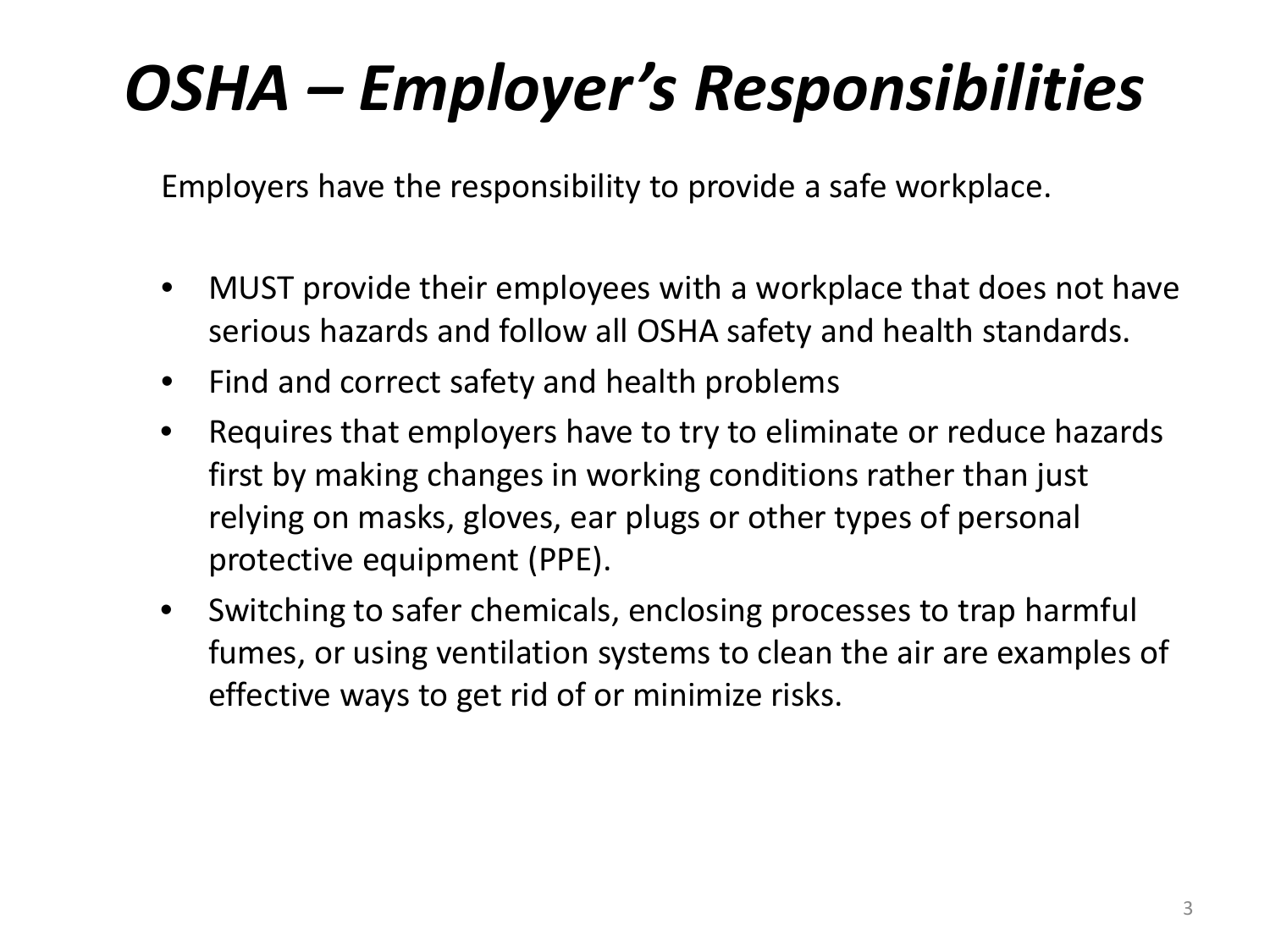# *OSHA – Employer's Responsibilities*

Employers have the responsibility to provide a safe workplace.

- MUST provide their employees with a workplace that does not have serious hazards and follow all OSHA safety and health standards.
- Find and correct safety and health problems
- Requires that employers have to try to eliminate or reduce hazards first by making changes in working conditions rather than just relying on masks, gloves, ear plugs or other types of personal protective equipment (PPE).
- Switching to safer chemicals, enclosing processes to trap harmful fumes, or using ventilation systems to clean the air are examples of effective ways to get rid of or minimize risks.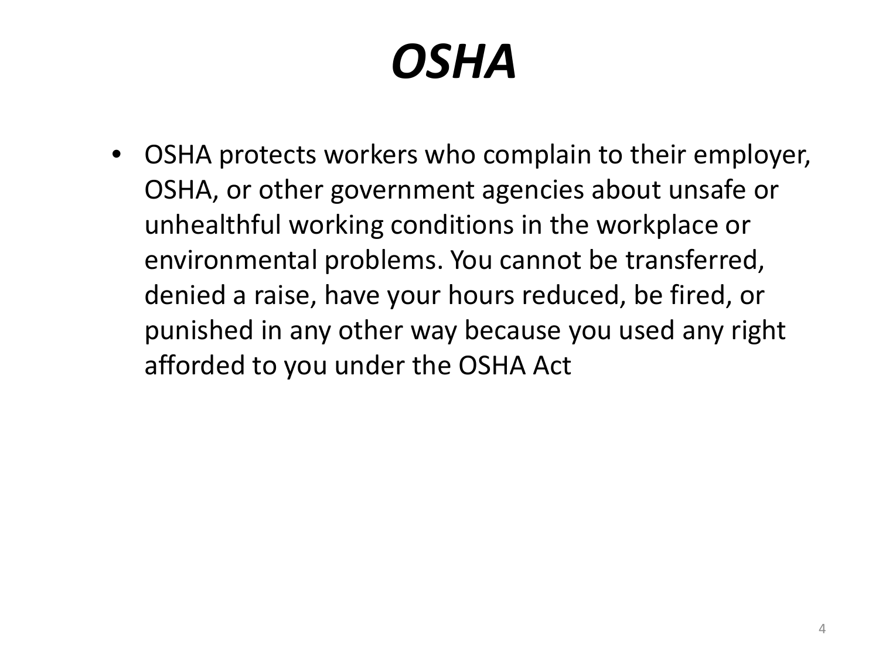# *OSHA*

- OSHA protects workers who complain to their employer, OSHA, or other government agencies about unsafe or unhealthful working conditions in the workplace or environmental problems. You cannot be transferred, denied a raise, have your hours reduced, be fired, or punished in any other way because you used any right afforded to you under the OSHA Act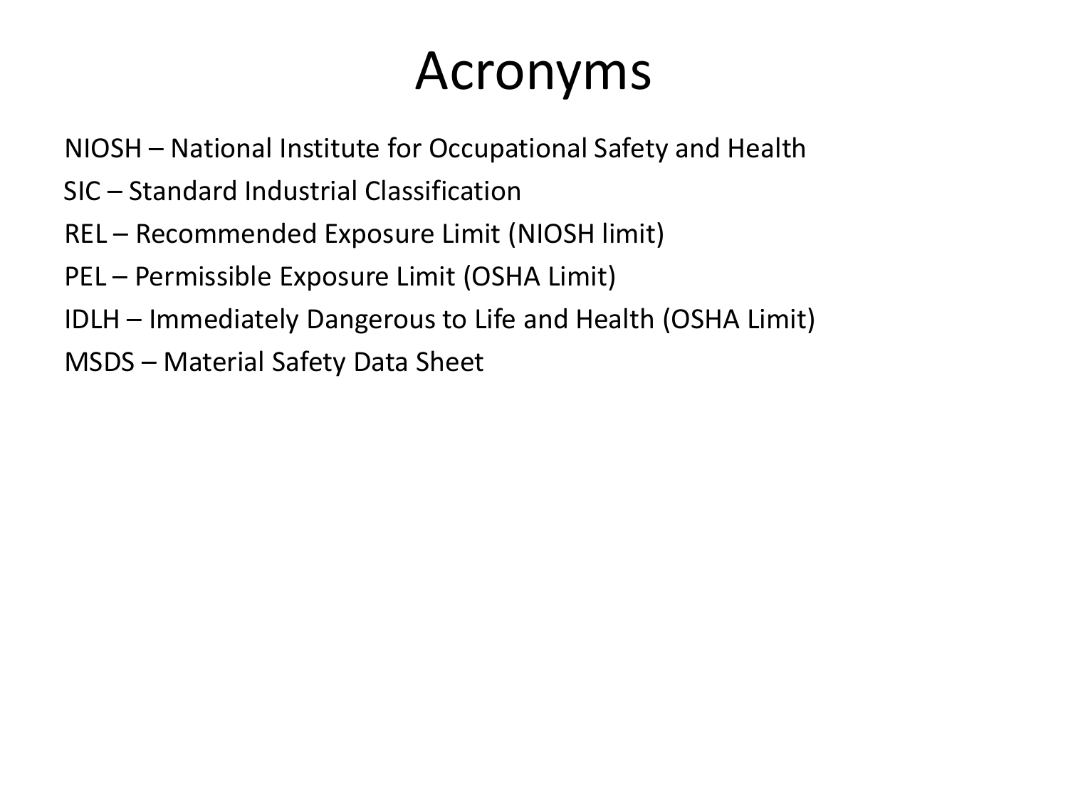# Acronyms

NIOSH – National Institute for Occupational Safety and Health

SIC – Standard Industrial Classification

REL – Recommended Exposure Limit (NIOSH limit)

PEL – Permissible Exposure Limit (OSHA Limit)

IDLH – Immediately Dangerous to Life and Health (OSHA Limit)

MSDS – Material Safety Data Sheet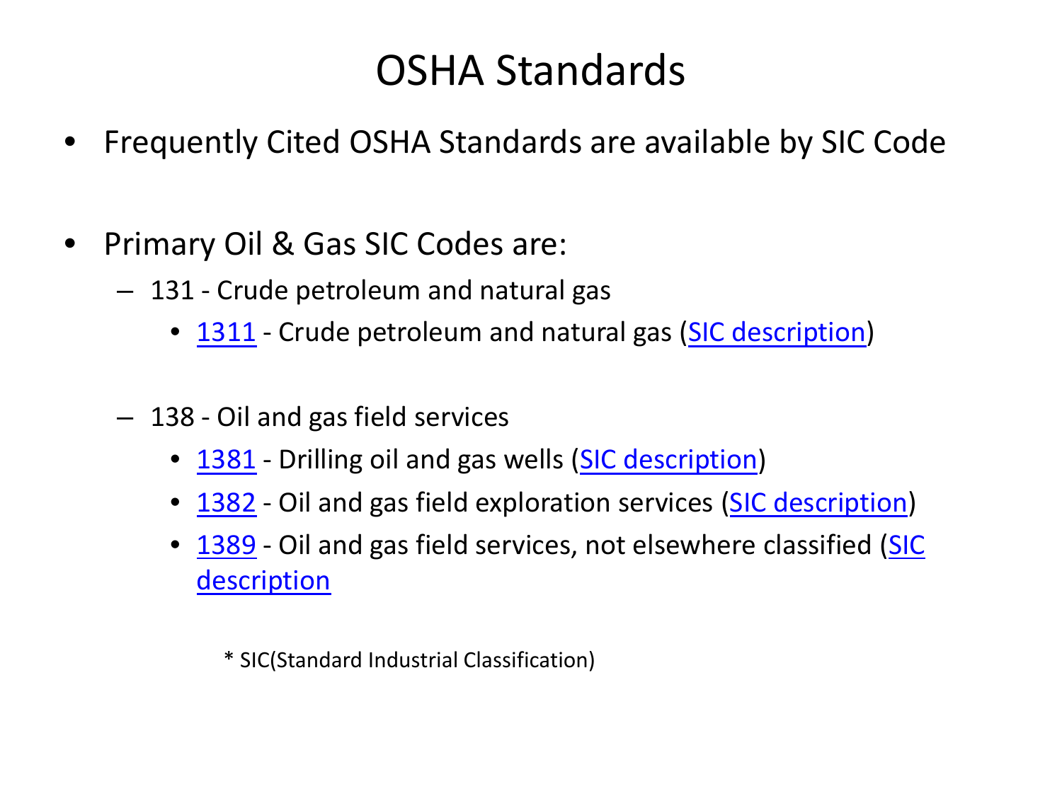# OSHA Standards

- Frequently Cited OSHA Standards are available by SIC Code

- Primary Oil & Gas SIC Codes are:
  - 131 - Crude petroleum and natural gas
    - 1311 - Crude petroleum and natural gas (SIC description)
  - 138 - Oil and gas field services
    - 1381 - Drilling oil and gas wells (SIC description)
    - 1382 - Oil and gas field exploration services (SIC description)
    - 1389 - Oil and gas field services, not elsewhere classified (SIC description

\* SIC(Standard Industrial Classification)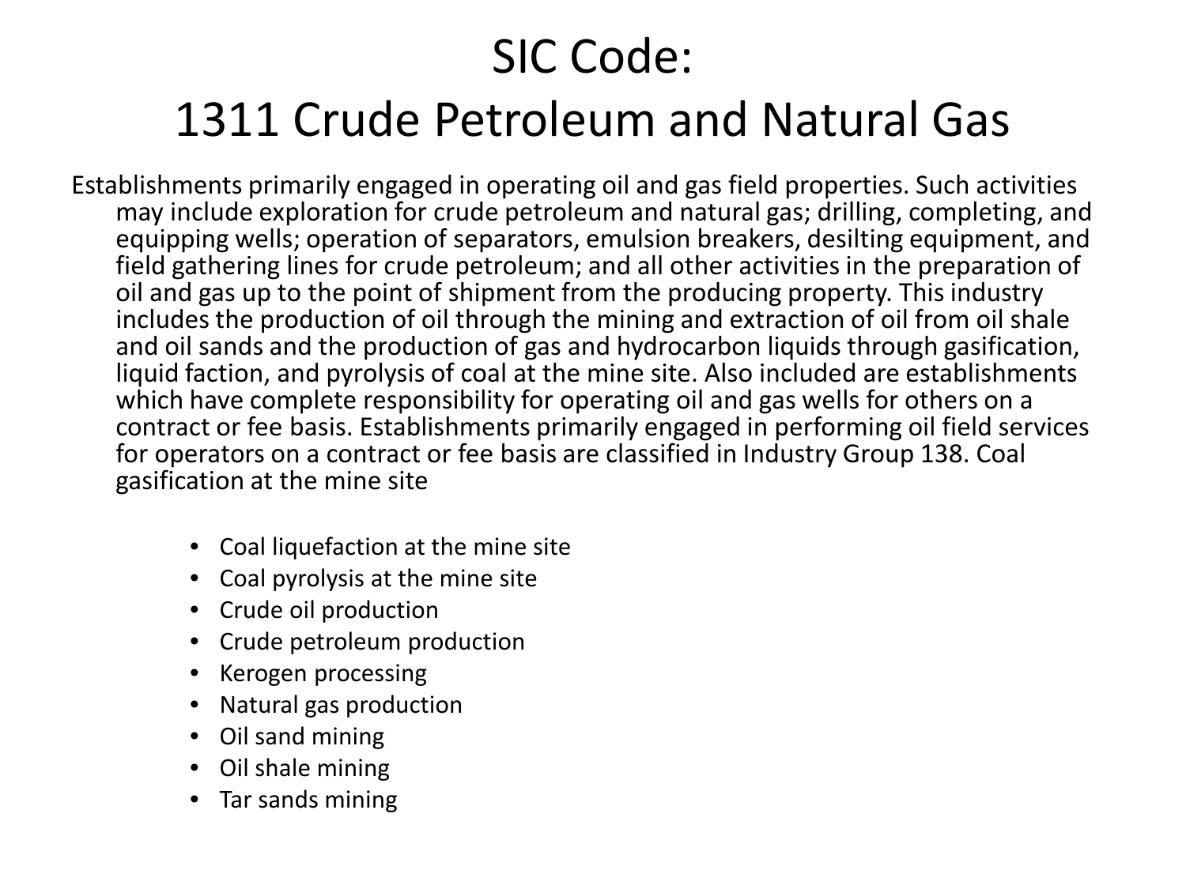# SIC Code:
# 1311 Crude Petroleum and Natural Gas

Establishments primarily engaged in operating oil and gas field properties. Such activities may include exploration for crude petroleum and natural gas; drilling, completing, and equipping wells; operation of separators, emulsion breakers, desilting equipment, and field gathering lines for crude petroleum; and all other activities in the preparation of oil and gas up to the point of shipment from the producing property. This industry includes the production of oil through the mining and extraction of oil from oil shale and oil sands and the production of gas and hydrocarbon liquids through gasification, liquid faction, and pyrolysis of coal at the mine site. Also included are establishments which have complete responsibility for operating oil and gas wells for others on a contract or fee basis. Establishments primarily engaged in performing oil field services for operators on a contract or fee basis are classified in Industry Group 138. Coal gasification at the mine site

- Coal liquefaction at the mine site
- Coal pyrolysis at the mine site
- Crude oil production
- Crude petroleum production
- Kerogen processing
- Natural gas production
- Oil sand mining
- Oil shale mining
- Tar sands mining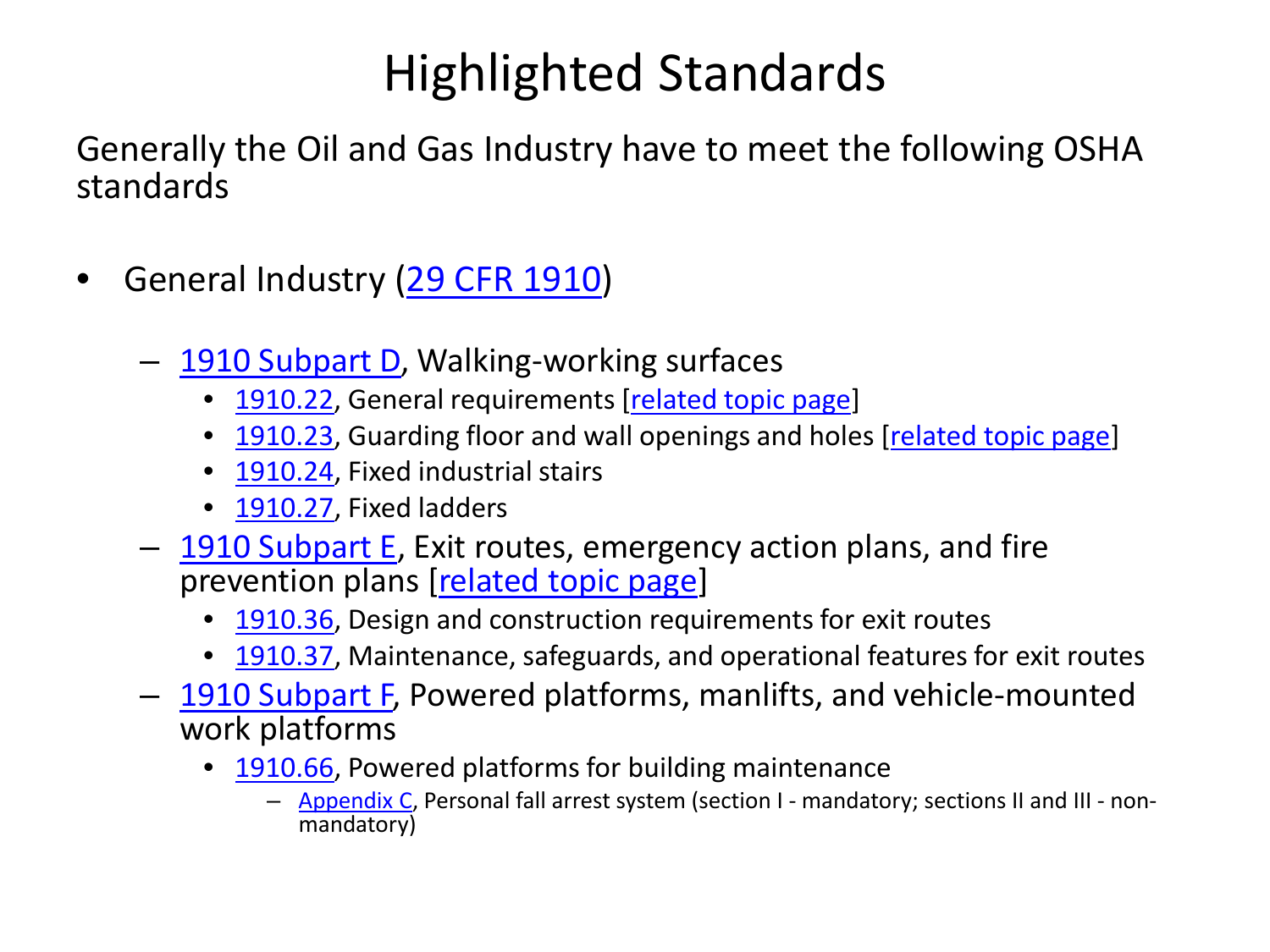# Highlighted Standards

Generally the Oil and Gas Industry have to meet the following OSHA standards

- General Industry (29 CFR 1910)
  - 1910 Subpart D, Walking-working surfaces
    - 1910.22, General requirements [related topic page]
    - 1910.23, Guarding floor and wall openings and holes [related topic page]
    - 1910.24, Fixed industrial stairs
    - 1910.27, Fixed ladders
  - 1910 Subpart E, Exit routes, emergency action plans, and fire prevention plans [related topic page]
    - 1910.36, Design and construction requirements for exit routes
    - 1910.37, Maintenance, safeguards, and operational features for exit routes
  - 1910 Subpart F, Powered platforms, manlifts, and vehicle-mounted work platforms
    - 1910.66, Powered platforms for building maintenance
      - Appendix C, Personal fall arrest system (section I - mandatory; sections II and III - non-mandatory)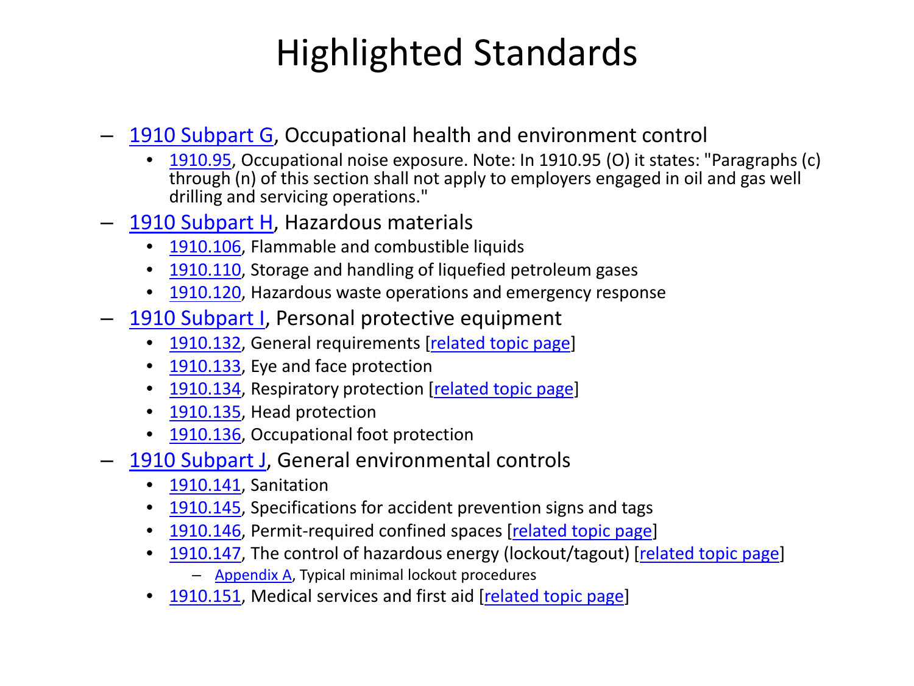# Highlighted Standards

- 1910 Subpart G, Occupational health and environment control
  - 1910.95, Occupational noise exposure. Note: In 1910.95 (O) it states: "Paragraphs (c) through (n) of this section shall not apply to employers engaged in oil and gas well drilling and servicing operations."
- 1910 Subpart H, Hazardous materials
  - 1910.106, Flammable and combustible liquids
  - 1910.110, Storage and handling of liquefied petroleum gases
  - 1910.120, Hazardous waste operations and emergency response
- 1910 Subpart I, Personal protective equipment
  - 1910.132, General requirements [related topic page]
  - 1910.133, Eye and face protection
  - 1910.134, Respiratory protection [related topic page]
  - 1910.135, Head protection
  - 1910.136, Occupational foot protection
- 1910 Subpart J, General environmental controls
  - 1910.141, Sanitation
  - 1910.145, Specifications for accident prevention signs and tags
  - 1910.146, Permit-required confined spaces [related topic page]
  - 1910.147, The control of hazardous energy (lockout/tagout) [related topic page]
    - Appendix A, Typical minimal lockout procedures
  - 1910.151, Medical services and first aid [related topic page]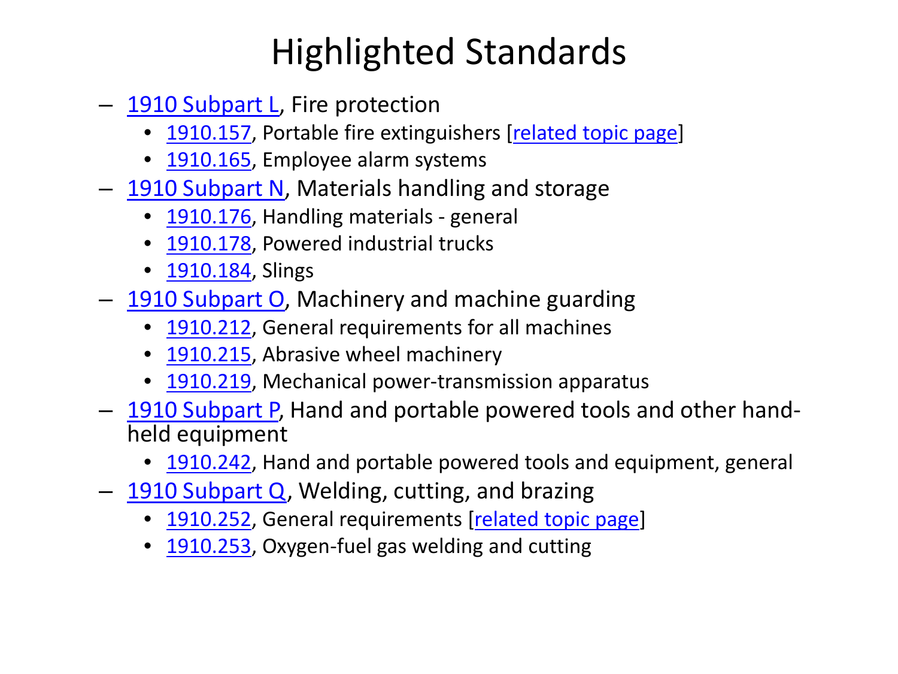# Highlighted Standards

- 1910 Subpart L, Fire protection
  - 1910.157, Portable fire extinguishers [related topic page]
  - 1910.165, Employee alarm systems
- 1910 Subpart N, Materials handling and storage
  - 1910.176, Handling materials - general
  - 1910.178, Powered industrial trucks
  - 1910.184, Slings
- 1910 Subpart O, Machinery and machine guarding
  - 1910.212, General requirements for all machines
  - 1910.215, Abrasive wheel machinery
  - 1910.219, Mechanical power-transmission apparatus
- 1910 Subpart P, Hand and portable powered tools and other hand-held equipment
  - 1910.242, Hand and portable powered tools and equipment, general
- 1910 Subpart Q, Welding, cutting, and brazing
  - 1910.252, General requirements [related topic page]
  - 1910.253, Oxygen-fuel gas welding and cutting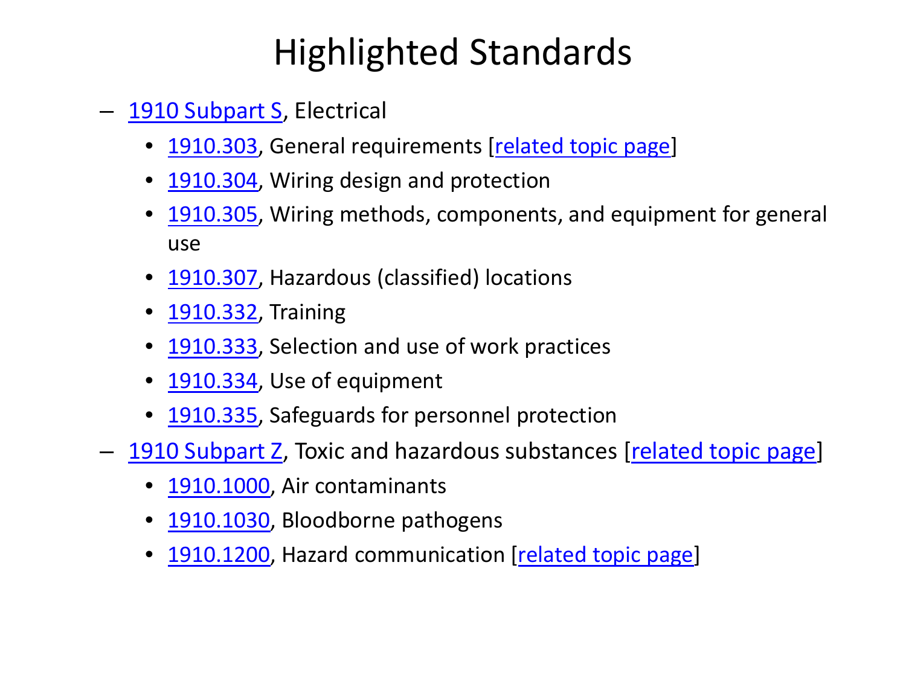# Highlighted Standards

- 1910 Subpart S, Electrical
  - 1910.303, General requirements [related topic page]
  - 1910.304, Wiring design and protection
  - 1910.305, Wiring methods, components, and equipment for general use
  - 1910.307, Hazardous (classified) locations
  - 1910.332, Training
  - 1910.333, Selection and use of work practices
  - 1910.334, Use of equipment
  - 1910.335, Safeguards for personnel protection
- 1910 Subpart Z, Toxic and hazardous substances [related topic page]
  - 1910.1000, Air contaminants
  - 1910.1030, Bloodborne pathogens
  - 1910.1200, Hazard communication [related topic page]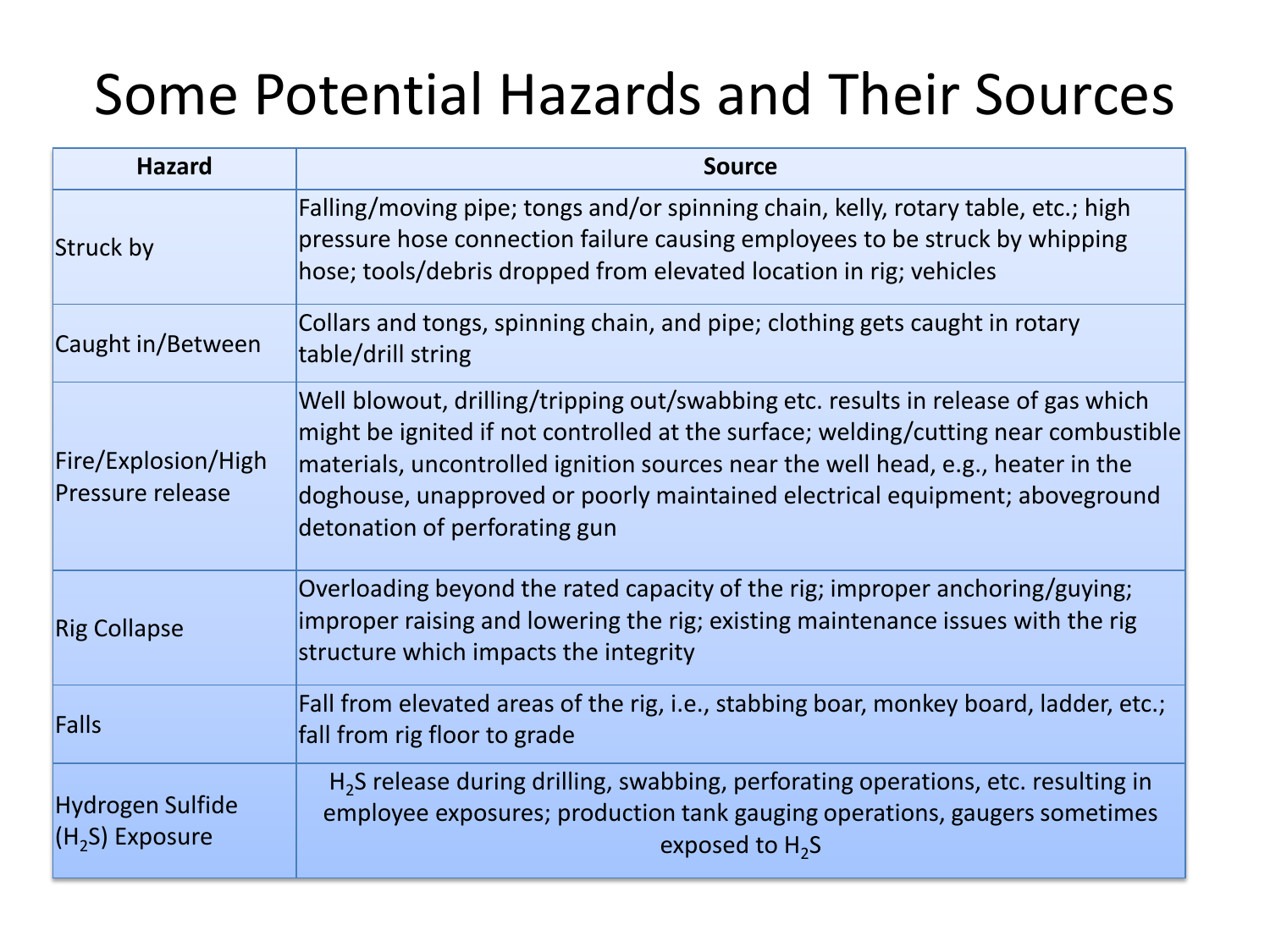# Some Potential Hazards and Their Sources

| Hazard | Source |
| --- | --- |
| Struck by | Falling/moving pipe; tongs and/or spinning chain, kelly, rotary table, etc.; high pressure hose connection failure causing employees to be struck by whipping hose; tools/debris dropped from elevated location in rig; vehicles |
| Caught in/Between | Collars and tongs, spinning chain, and pipe; clothing gets caught in rotary table/drill string |
| Fire/Explosion/High Pressure release | Well blowout, drilling/tripping out/swabbing etc. results in release of gas which might be ignited if not controlled at the surface; welding/cutting near combustible materials, uncontrolled ignition sources near the well head, e.g., heater in the doghouse, unapproved or poorly maintained electrical equipment; aboveground detonation of perforating gun |
| Rig Collapse | Overloading beyond the rated capacity of the rig; improper anchoring/guying; improper raising and lowering the rig; existing maintenance issues with the rig structure which impacts the integrity |
| Falls | Fall from elevated areas of the rig, i.e., stabbing boar, monkey board, ladder, etc.; fall from rig floor to grade |
| Hydrogen Sulfide ($H_2S$) Exposure | $H_2S$ release during drilling, swabbing, perforating operations, etc. resulting in employee exposures; production tank gauging operations, gaugers sometimes exposed to $H_2S$ |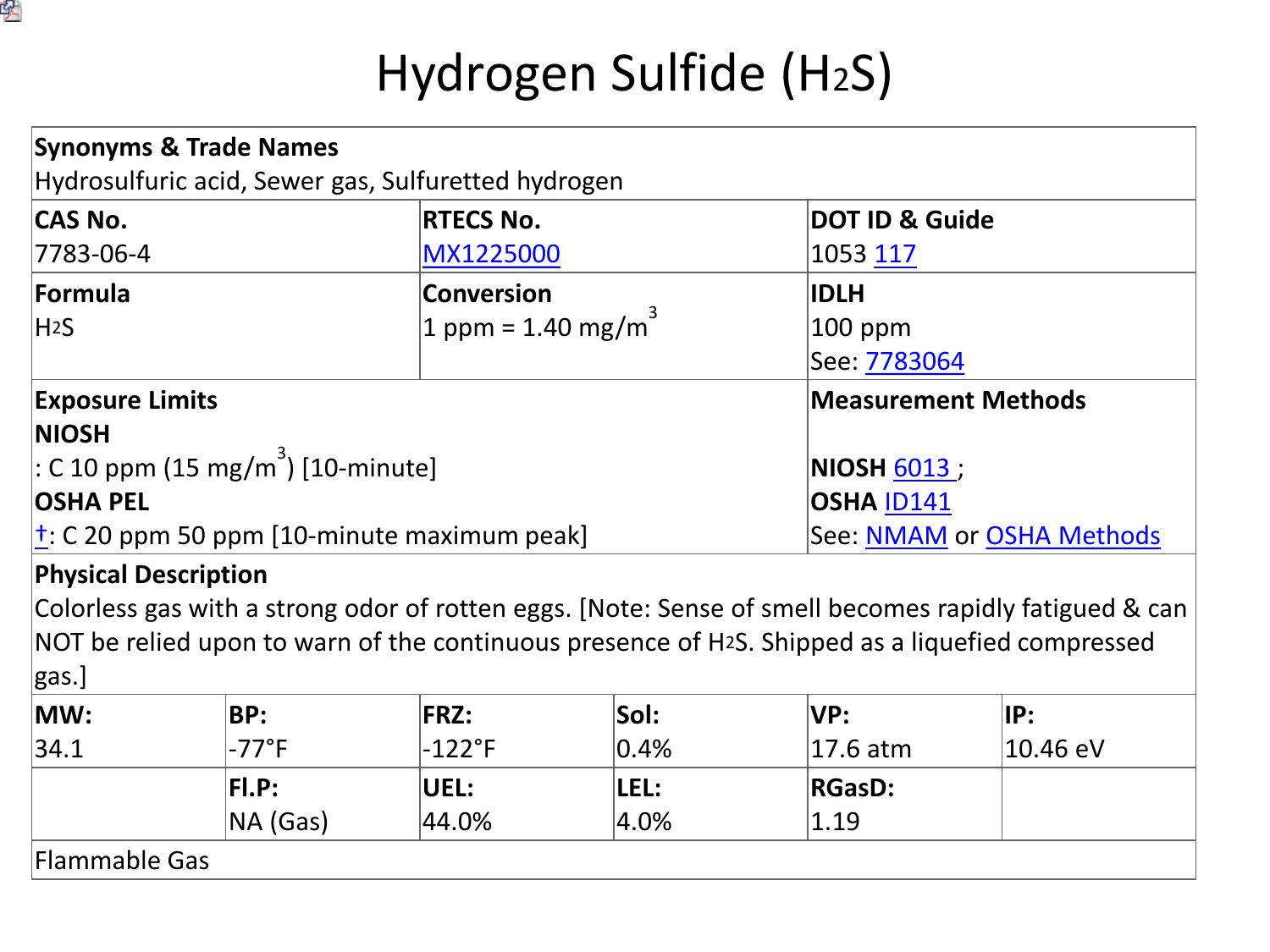# Hydrogen Sulfide ($H_2S$)

| | | | | | |
|---|---|---|---|---|---|
| **Synonyms & Trade Names**<br>Hydrosulfuric acid, Sewer gas, Sulfuretted hydrogen | | | | | |
| **CAS No.**<br>7783-06-4 | | **RTECS No.**<br>MX1225000 | | **DOT ID & Guide**<br>1053 117 | |
| **Formula**<br>$H_2S$ | | **Conversion**<br>1 ppm = 1.40 mg/$m^3$ | | **IDLH**<br>100 ppm<br>See: 7783064 | |
| **Exposure Limits**<br>**NIOSH**<br>: C 10 ppm (15 mg/$m^3$) [10-minute]<br>**OSHA PEL**<br>†: C 20 ppm 50 ppm [10-minute maximum peak] | | | | **Measurement Methods**<br>**NIOSH** 6013 ;<br>**OSHA** ID141<br>See: NMAM or OSHA Methods | |
| **Physical Description**<br>Colorless gas with a strong odor of rotten eggs. [Note: Sense of smell becomes rapidly fatigued & can NOT be relied upon to warn of the continuous presence of $H_2S$. Shipped as a liquefied compressed gas.] | | | | | |
| **MW:**<br>34.1 | **BP:**<br>-77°F | **FRZ:**<br>-122°F | **Sol:**<br>0.4% | **VP:**<br>17.6 atm | **IP:**<br>10.46 eV |
| | **Fl.P:**<br>NA (Gas) | **UEL:**<br>44.0% | **LEL:**<br>4.0% | **RGasD:**<br>1.19 | |
| Flammable Gas | | | | | |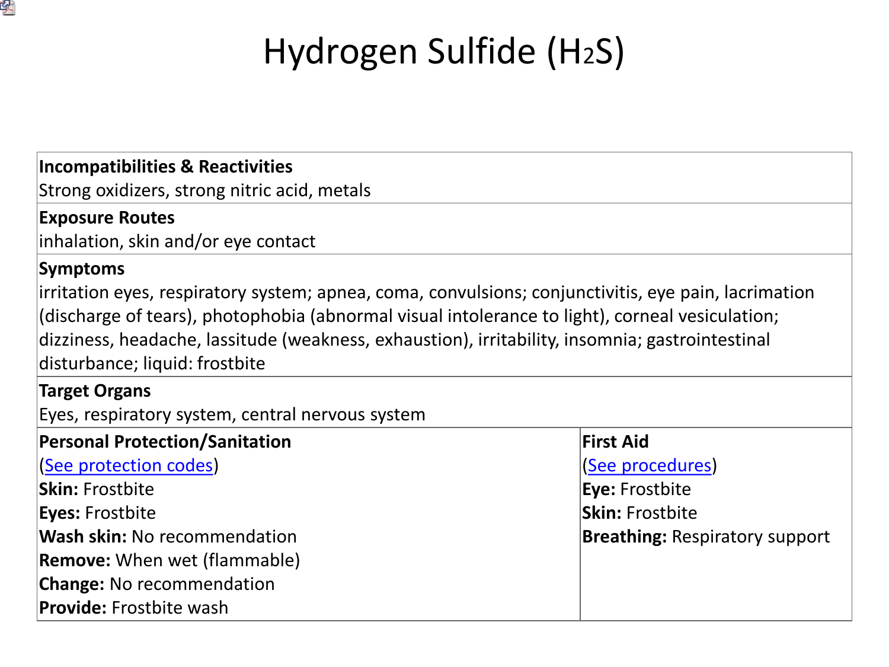# Hydrogen Sulfide ($H_2S$)

| **Incompatibilities & Reactivities** | |
|---|---|
| Strong oxidizers, strong nitric acid, metals | |
| **Exposure Routes** | |
| inhalation, skin and/or eye contact | |
| **Symptoms** | |
| irritation eyes, respiratory system; apnea, coma, convulsions; conjunctivitis, eye pain, lacrimation (discharge of tears), photophobia (abnormal visual intolerance to light), corneal vesiculation; dizziness, headache, lassitude (weakness, exhaustion), irritability, insomnia; gastrointestinal disturbance; liquid: frostbite | |
| **Target Organs** | |
| Eyes, respiratory system, central nervous system | |
| **Personal Protection/Sanitation** | **First Aid** |
| (See protection codes) | (See procedures) |
| **Skin:** Frostbite | **Eye:** Frostbite |
| **Eyes:** Frostbite | **Skin:** Frostbite |
| **Wash skin:** No recommendation | **Breathing:** Respiratory support |
| **Remove:** When wet (flammable) | |
| **Change:** No recommendation | |
| **Provide:** Frostbite wash | |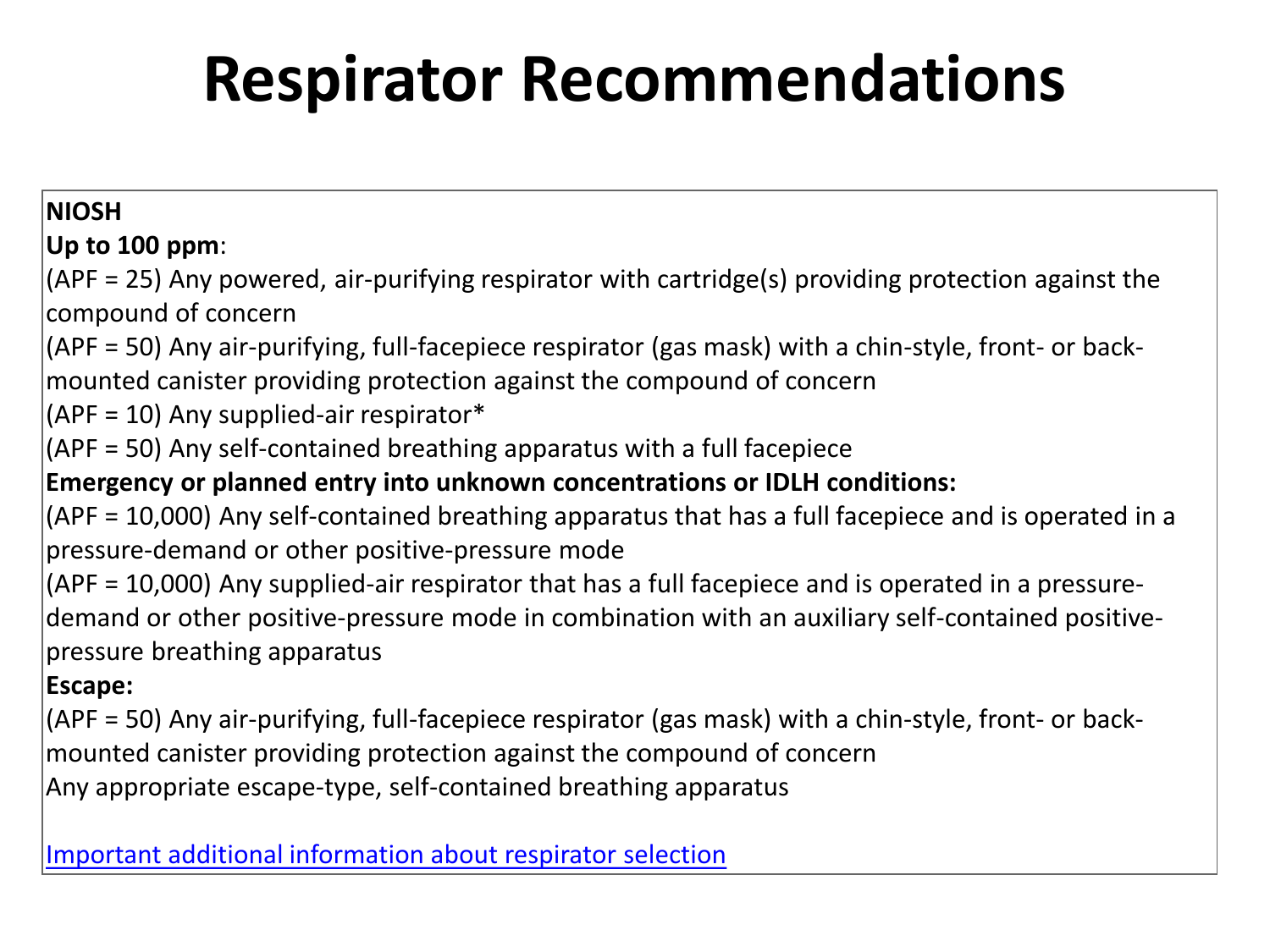# Respirator Recommendations

**NIOSH**

**Up to 100 ppm**:

(APF = 25) Any powered, air-purifying respirator with cartridge(s) providing protection against the compound of concern

(APF = 50) Any air-purifying, full-facepiece respirator (gas mask) with a chin-style, front- or back-mounted canister providing protection against the compound of concern

(APF = 10) Any supplied-air respirator*

(APF = 50) Any self-contained breathing apparatus with a full facepiece

**Emergency or planned entry into unknown concentrations or IDLH conditions:**

(APF = 10,000) Any self-contained breathing apparatus that has a full facepiece and is operated in a pressure-demand or other positive-pressure mode

(APF = 10,000) Any supplied-air respirator that has a full facepiece and is operated in a pressure-demand or other positive-pressure mode in combination with an auxiliary self-contained positive-pressure breathing apparatus

**Escape:**

(APF = 50) Any air-purifying, full-facepiece respirator (gas mask) with a chin-style, front- or back-mounted canister providing protection against the compound of concern

Any appropriate escape-type, self-contained breathing apparatus

Important additional information about respirator selection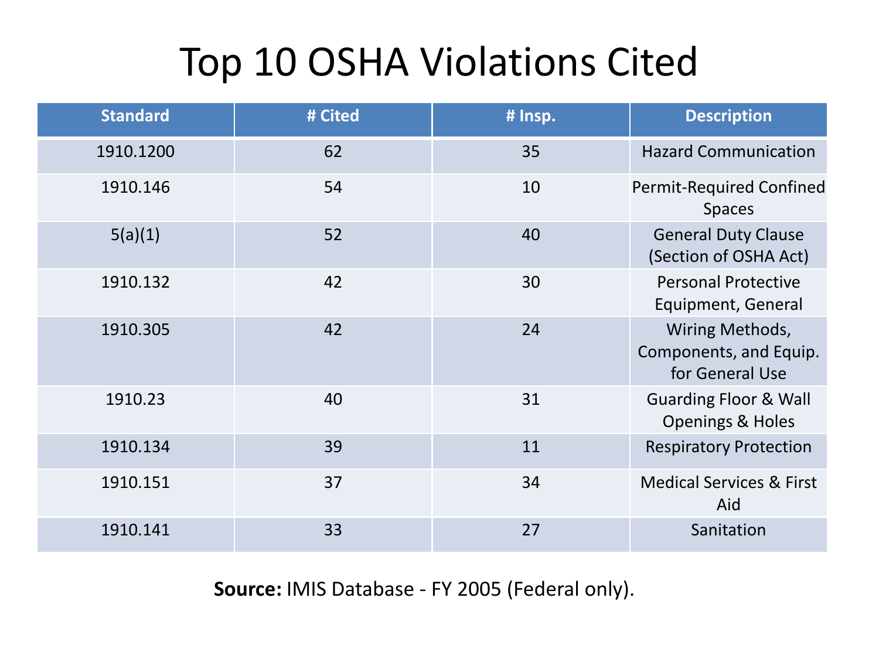# Top 10 OSHA Violations Cited

| Standard | # Cited | # Insp. | Description |
|---|---|---|---|
| 1910.1200 | 62 | 35 | Hazard Communication |
| 1910.146 | 54 | 10 | Permit-Required Confined Spaces |
| 5(a)(1) | 52 | 40 | General Duty Clause (Section of OSHA Act) |
| 1910.132 | 42 | 30 | Personal Protective Equipment, General |
| 1910.305 | 42 | 24 | Wiring Methods, Components, and Equip. for General Use |
| 1910.23 | 40 | 31 | Guarding Floor & Wall Openings & Holes |
| 1910.134 | 39 | 11 | Respiratory Protection |
| 1910.151 | 37 | 34 | Medical Services & First Aid |
| 1910.141 | 33 | 27 | Sanitation |

**Source:** IMIS Database - FY 2005 (Federal only).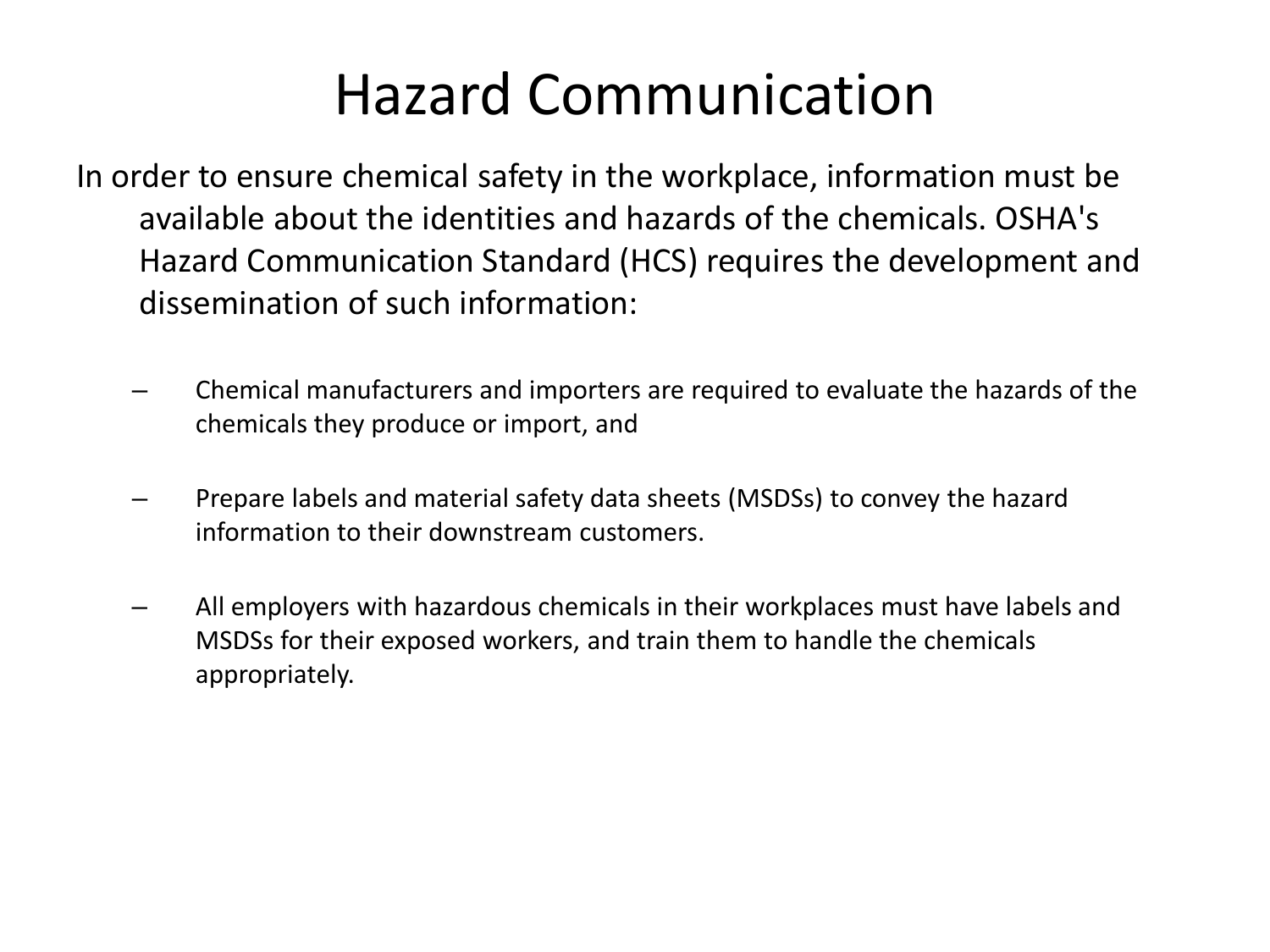# Hazard Communication

In order to ensure chemical safety in the workplace, information must be available about the identities and hazards of the chemicals. OSHA's Hazard Communication Standard (HCS) requires the development and dissemination of such information:

- Chemical manufacturers and importers are required to evaluate the hazards of the chemicals they produce or import, and
- Prepare labels and material safety data sheets (MSDSs) to convey the hazard information to their downstream customers.
- All employers with hazardous chemicals in their workplaces must have labels and MSDSs for their exposed workers, and train them to handle the chemicals appropriately.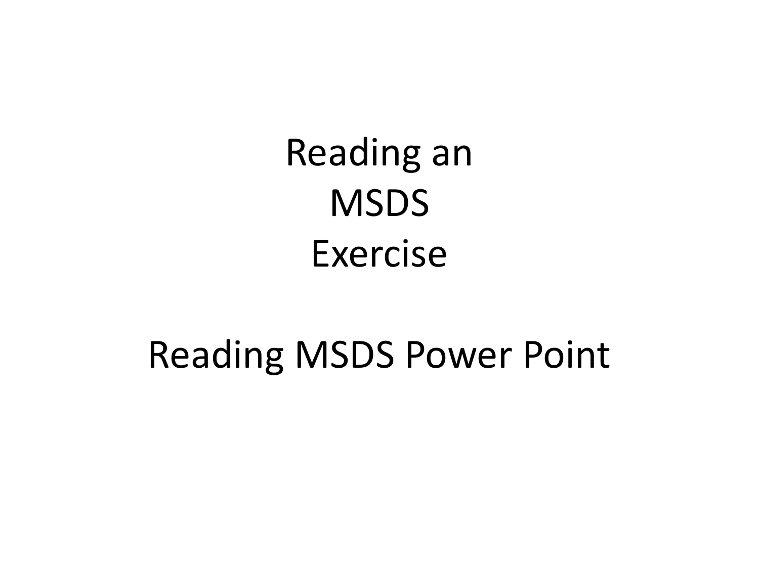# Reading an MSDS Exercise

Reading MSDS Power Point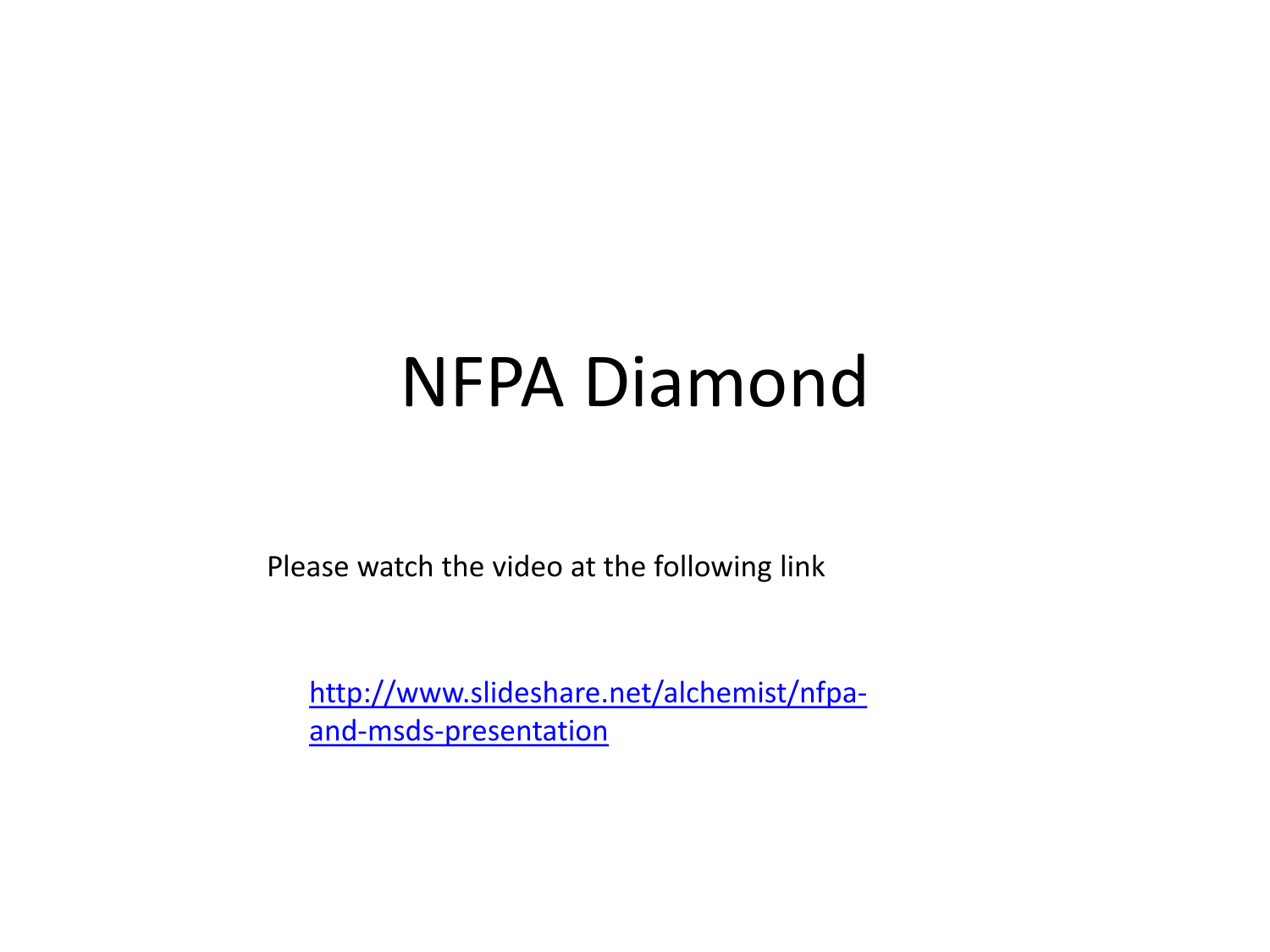# NFPA Diamond

Please watch the video at the following link

[http://www.slideshare.net/alchemist/nfpa-and-msds-presentation](http://www.slideshare.net/alchemist/nfpa-and-msds-presentation)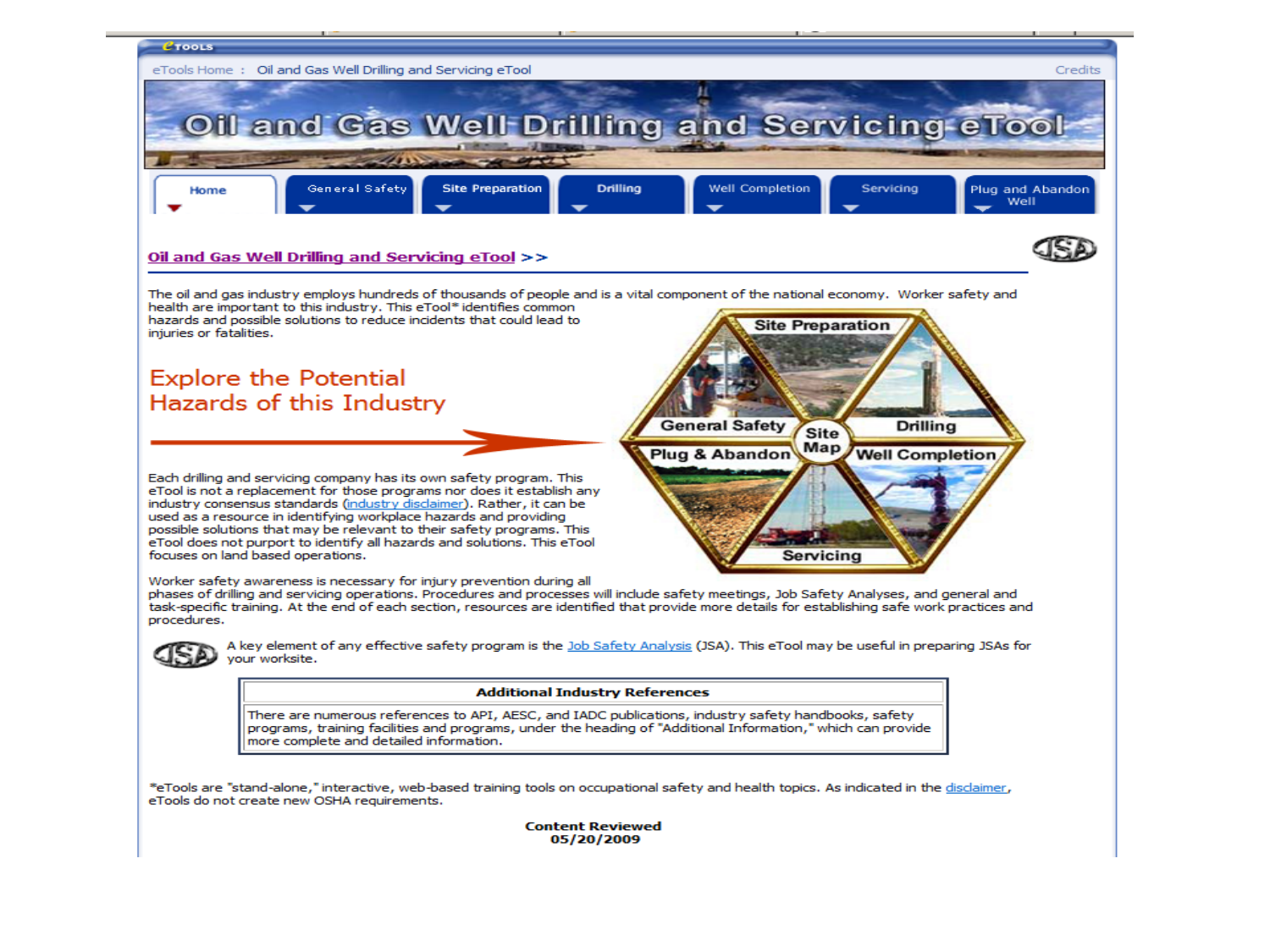eTools Home : Oil and Gas Well Drilling and Servicing eTool

Credits

# Oil and Gas Well Drilling and Servicing eTool

Home | General Safety | Site Preparation | Drilling | Well Completion | Servicing | Plug and Abandon Well

## Oil and Gas Well Drilling and Servicing eTool >>

The oil and gas industry employs hundreds of thousands of people and is a vital component of the national economy. Worker safety and health are important to this industry. This eTool* identifies common hazards and possible solutions to reduce incidents that could lead to injuries or fatalities.

## Explore the Potential Hazards of this Industry

Site Preparation | Drilling | Well Completion | Servicing | Plug & Abandon | General Safety | Site Map

Each drilling and servicing company has its own safety program. This eTool is not a replacement for those programs nor does it establish any industry consensus standards (industry disclaimer). Rather, it can be used as a resource in identifying workplace hazards and providing possible solutions that may be relevant to their safety programs. This eTool does not purport to identify all hazards and solutions. This eTool focuses on land based operations.

Worker safety awareness is necessary for injury prevention during all phases of drilling and servicing operations. Procedures and processes will include safety meetings, Job Safety Analyses, and general and task-specific training. At the end of each section, resources are identified that provide more details for establishing safe work practices and procedures.

A key element of any effective safety program is the Job Safety Analysis (JSA). This eTool may be useful in preparing JSAs for your worksite.

| Additional Industry References |
|---|
| There are numerous references to API, AESC, and IADC publications, industry safety handbooks, safety programs, training facilities and programs, under the heading of "Additional Information," which can provide more complete and detailed information. |

*eTools are "stand-alone," interactive, web-based training tools on occupational safety and health topics. As indicated in the disclaimer, eTools do not create new OSHA requirements.

**Content Reviewed**
**05/20/2009**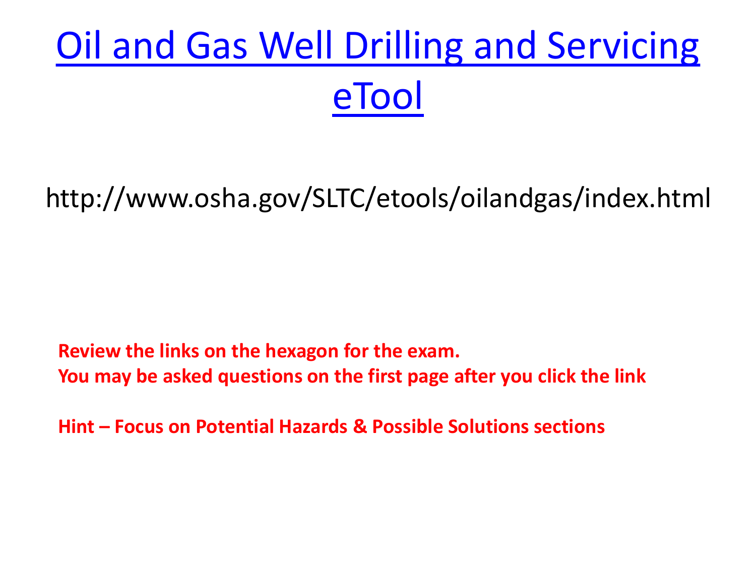# [Oil and Gas Well Drilling and Servicing eTool](http://www.osha.gov/SLTC/etools/oilandgas/index.html)

http://www.osha.gov/SLTC/etools/oilandgas/index.html

**Review the links on the hexagon for the exam.**
**You may be asked questions on the first page after you click the link**

**Hint – Focus on Potential Hazards & Possible Solutions sections**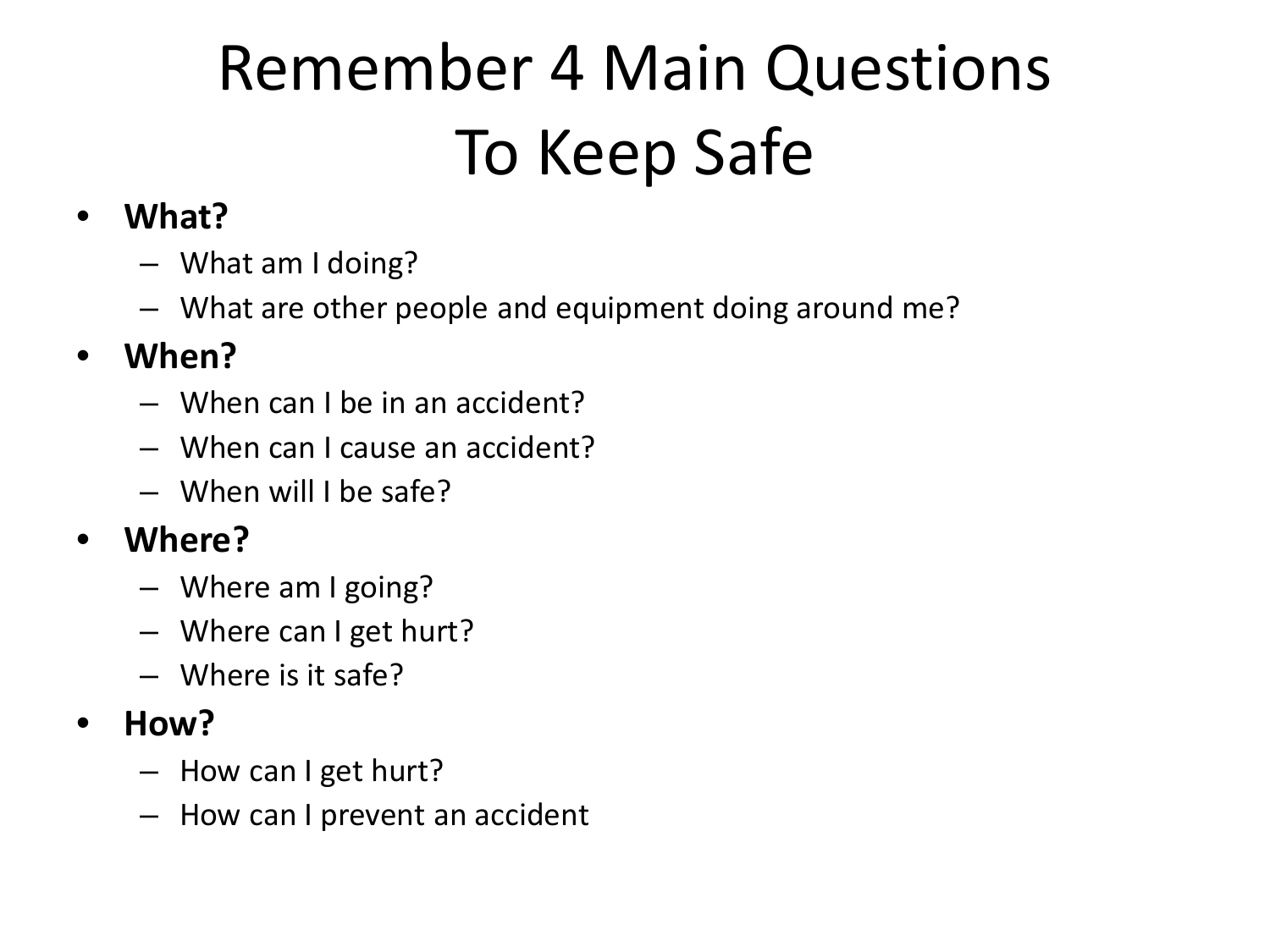# Remember 4 Main Questions To Keep Safe

- **What?**
  - What am I doing?
  - What are other people and equipment doing around me?
- **When?**
  - When can I be in an accident?
  - When can I cause an accident?
  - When will I be safe?
- **Where?**
  - Where am I going?
  - Where can I get hurt?
  - Where is it safe?
- **How?**
  - How can I get hurt?
  - How can I prevent an accident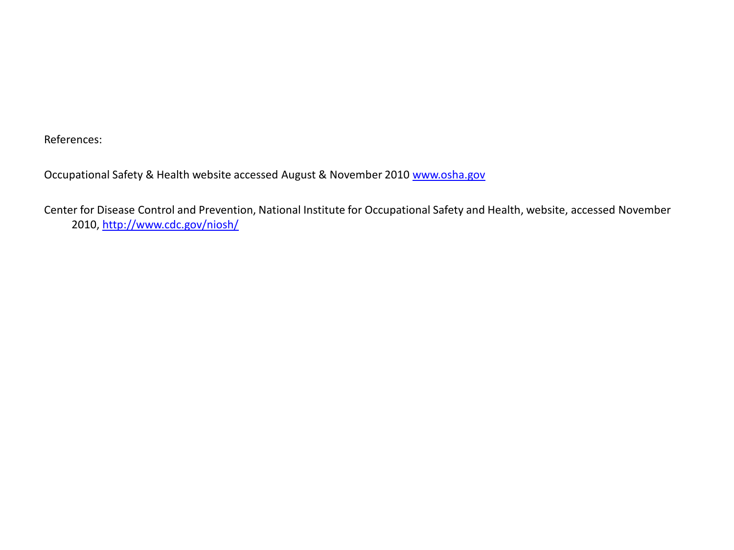References:

Occupational Safety & Health website accessed August & November 2010 [www.osha.gov](www.osha.gov)

Center for Disease Control and Prevention, National Institute for Occupational Safety and Health, website, accessed November 2010, [http://www.cdc.gov/niosh/](http://www.cdc.gov/niosh/)